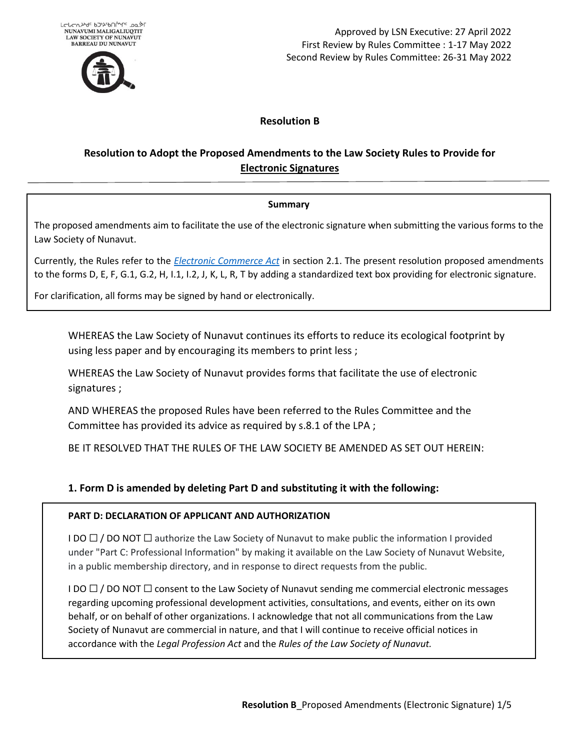ᒪᓕᒐᓕᕆᔨᒃᑦ ᑲᑐᔾᔨᖃᑎᒌᖏᑦ ᓄᓇᕗᒥ
NUNAVUMI MALIGALIUQTIT
LAW SOCIETY OF NUNAVUT
BARREAU DU NUNAVUT

Approved by LSN Executive: 27 April 2022
First Review by Rules Committee : 1-17 May 2022
Second Review by Rules Committee: 26-31 May 2022

# Resolution B

## Resolution to Adopt the Proposed Amendments to the Law Society Rules to Provide for Electronic Signatures

**Summary**

The proposed amendments aim to facilitate the use of the electronic signature when submitting the various forms to the Law Society of Nunavut.

Currently, the Rules refer to the *Electronic Commerce Act* in section 2.1. The present resolution proposed amendments to the forms D, E, F, G.1, G.2, H, I.1, I.2, J, K, L, R, T by adding a standardized text box providing for electronic signature.

For clarification, all forms may be signed by hand or electronically.

WHEREAS the Law Society of Nunavut continues its efforts to reduce its ecological footprint by using less paper and by encouraging its members to print less ;

WHEREAS the Law Society of Nunavut provides forms that facilitate the use of electronic signatures ;

AND WHEREAS the proposed Rules have been referred to the Rules Committee and the Committee has provided its advice as required by s.8.1 of the LPA ;

BE IT RESOLVED THAT THE RULES OF THE LAW SOCIETY BE AMENDED AS SET OUT HEREIN:

### 1. Form D is amended by deleting Part D and substituting it with the following:

**PART D: DECLARATION OF APPLICANT AND AUTHORIZATION**

I DO ☐ / DO NOT ☐ authorize the Law Society of Nunavut to make public the information I provided under "Part C: Professional Information" by making it available on the Law Society of Nunavut Website, in a public membership directory, and in response to direct requests from the public.

I DO ☐ / DO NOT ☐ consent to the Law Society of Nunavut sending me commercial electronic messages regarding upcoming professional development activities, consultations, and events, either on its own behalf, or on behalf of other organizations. I acknowledge that not all communications from the Law Society of Nunavut are commercial in nature, and that I will continue to receive official notices in accordance with the *Legal Profession Act* and the *Rules of the Law Society of Nunavut.*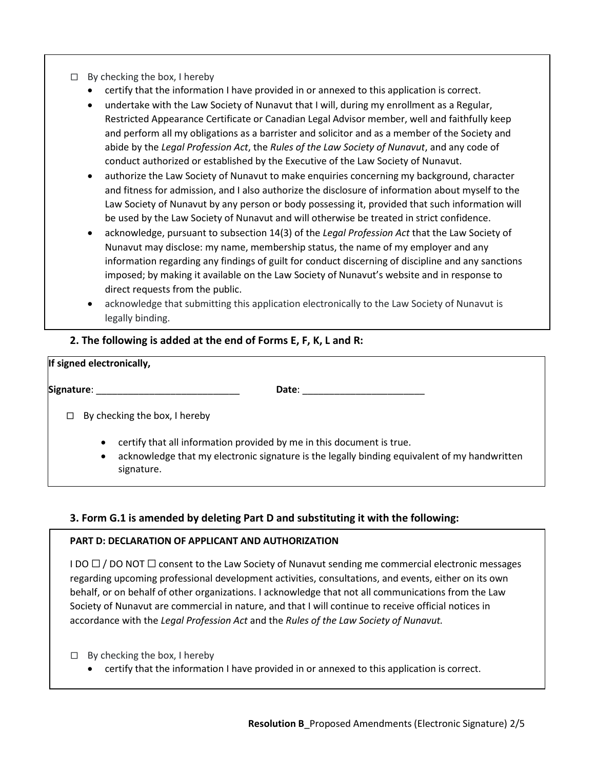☐ By checking the box, I hereby

- certify that the information I have provided in or annexed to this application is correct.
- undertake with the Law Society of Nunavut that I will, during my enrollment as a Regular, Restricted Appearance Certificate or Canadian Legal Advisor member, well and faithfully keep and perform all my obligations as a barrister and solicitor and as a member of the Society and abide by the *Legal Profession Act*, the *Rules of the Law Society of Nunavut*, and any code of conduct authorized or established by the Executive of the Law Society of Nunavut.
- authorize the Law Society of Nunavut to make enquiries concerning my background, character and fitness for admission, and I also authorize the disclosure of information about myself to the Law Society of Nunavut by any person or body possessing it, provided that such information will be used by the Law Society of Nunavut and will otherwise be treated in strict confidence.
- acknowledge, pursuant to subsection 14(3) of the *Legal Profession Act* that the Law Society of Nunavut may disclose: my name, membership status, the name of my employer and any information regarding any findings of guilt for conduct discerning of discipline and any sanctions imposed; by making it available on the Law Society of Nunavut's website and in response to direct requests from the public.
- acknowledge that submitting this application electronically to the Law Society of Nunavut is legally binding.

### 2. The following is added at the end of Forms E, F, K, L and R:

**If signed electronically,**

**Signature**: ____________________________ **Date**: ________________________

☐ By checking the box, I hereby

- certify that all information provided by me in this document is true.
- acknowledge that my electronic signature is the legally binding equivalent of my handwritten signature.

### 3. Form G.1 is amended by deleting Part D and substituting it with the following:

**PART D: DECLARATION OF APPLICANT AND AUTHORIZATION**

I DO ☐ / DO NOT ☐ consent to the Law Society of Nunavut sending me commercial electronic messages regarding upcoming professional development activities, consultations, and events, either on its own behalf, or on behalf of other organizations. I acknowledge that not all communications from the Law Society of Nunavut are commercial in nature, and that I will continue to receive official notices in accordance with the *Legal Profession Act* and the *Rules of the Law Society of Nunavut.*

☐ By checking the box, I hereby

- certify that the information I have provided in or annexed to this application is correct.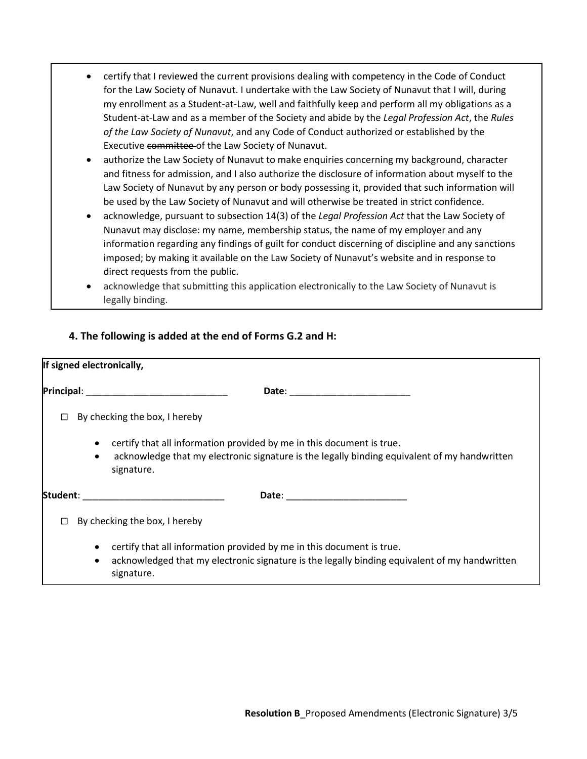- certify that I reviewed the current provisions dealing with competency in the Code of Conduct for the Law Society of Nunavut. I undertake with the Law Society of Nunavut that I will, during my enrollment as a Student-at-Law, well and faithfully keep and perform all my obligations as a Student-at-Law and as a member of the Society and abide by the *Legal Profession Act*, the *Rules of the Law Society of Nunavut*, and any Code of Conduct authorized or established by the Executive ~~committee~~ of the Law Society of Nunavut.
- authorize the Law Society of Nunavut to make enquiries concerning my background, character and fitness for admission, and I also authorize the disclosure of information about myself to the Law Society of Nunavut by any person or body possessing it, provided that such information will be used by the Law Society of Nunavut and will otherwise be treated in strict confidence.
- acknowledge, pursuant to subsection 14(3) of the *Legal Profession Act* that the Law Society of Nunavut may disclose: my name, membership status, the name of my employer and any information regarding any findings of guilt for conduct discerning of discipline and any sanctions imposed; by making it available on the Law Society of Nunavut's website and in response to direct requests from the public.
- acknowledge that submitting this application electronically to the Law Society of Nunavut is legally binding.

### 4. The following is added at the end of Forms G.2 and H:

**If signed electronically,**

**Principal**: ___________________________ **Date**: _______________________

☐ By checking the box, I hereby

- certify that all information provided by me in this document is true.
- acknowledge that my electronic signature is the legally binding equivalent of my handwritten signature.

**Student**: ___________________________ **Date**: _______________________

☐ By checking the box, I hereby

- certify that all information provided by me in this document is true.
- acknowledged that my electronic signature is the legally binding equivalent of my handwritten signature.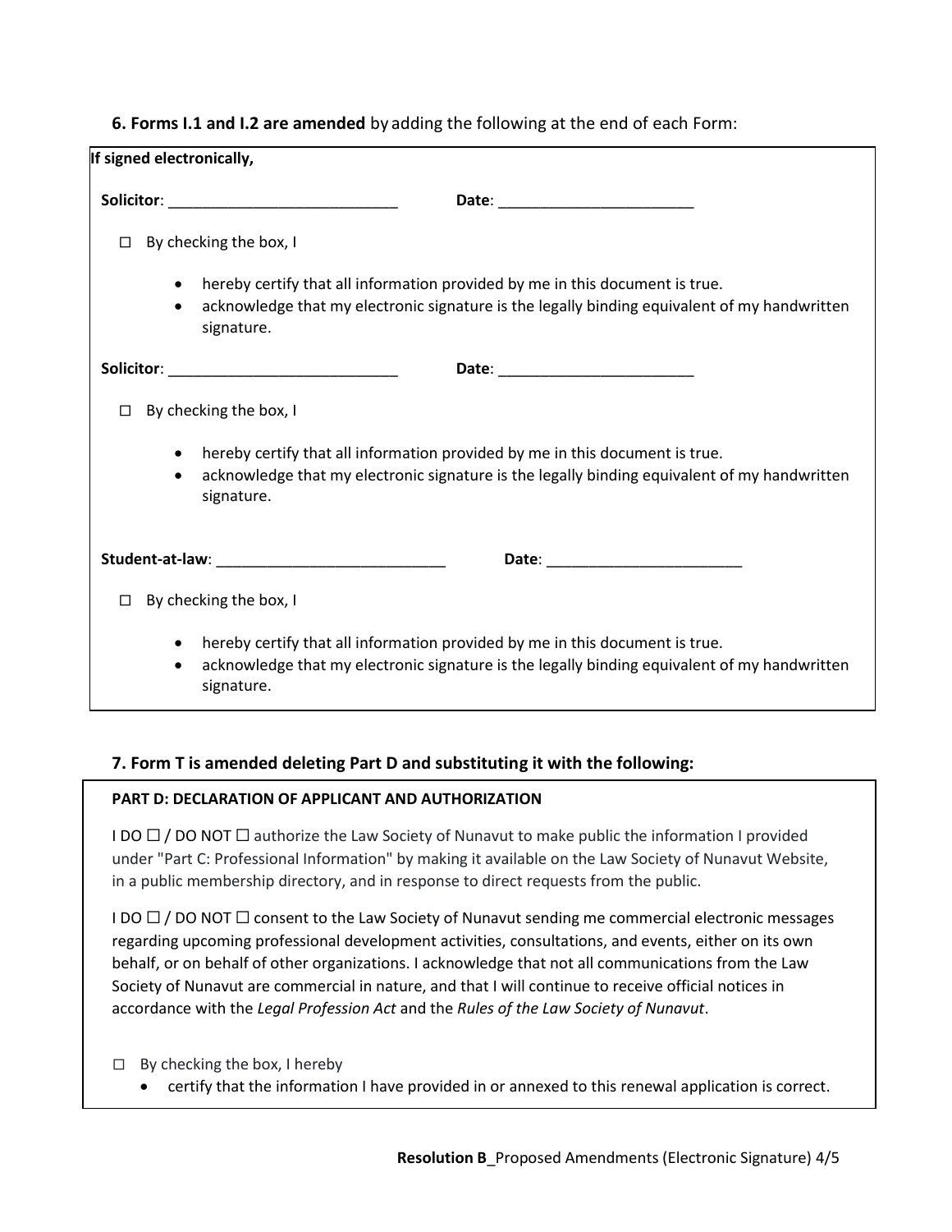**6. Forms I.1 and I.2 are amended** by adding the following at the end of each Form:

**If signed electronically,**

**Solicitor**: ____________________________ **Date**: ________________________

☐ By checking the box, I

- hereby certify that all information provided by me in this document is true.
- acknowledge that my electronic signature is the legally binding equivalent of my handwritten signature.

**Solicitor**: ____________________________ **Date**: ________________________

☐ By checking the box, I

- hereby certify that all information provided by me in this document is true.
- acknowledge that my electronic signature is the legally binding equivalent of my handwritten signature.

**Student-at-law**: ____________________________ **Date**: ________________________

☐ By checking the box, I

- hereby certify that all information provided by me in this document is true.
- acknowledge that my electronic signature is the legally binding equivalent of my handwritten signature.

**7. Form T is amended deleting Part D and substituting it with the following:**

**PART D: DECLARATION OF APPLICANT AND AUTHORIZATION**

I DO ☐ / DO NOT ☐ authorize the Law Society of Nunavut to make public the information I provided under "Part C: Professional Information" by making it available on the Law Society of Nunavut Website, in a public membership directory, and in response to direct requests from the public.

I DO ☐ / DO NOT ☐ consent to the Law Society of Nunavut sending me commercial electronic messages regarding upcoming professional development activities, consultations, and events, either on its own behalf, or on behalf of other organizations. I acknowledge that not all communications from the Law Society of Nunavut are commercial in nature, and that I will continue to receive official notices in accordance with the *Legal Profession Act* and the *Rules of the Law Society of Nunavut*.

☐ By checking the box, I hereby

- certify that the information I have provided in or annexed to this renewal application is correct.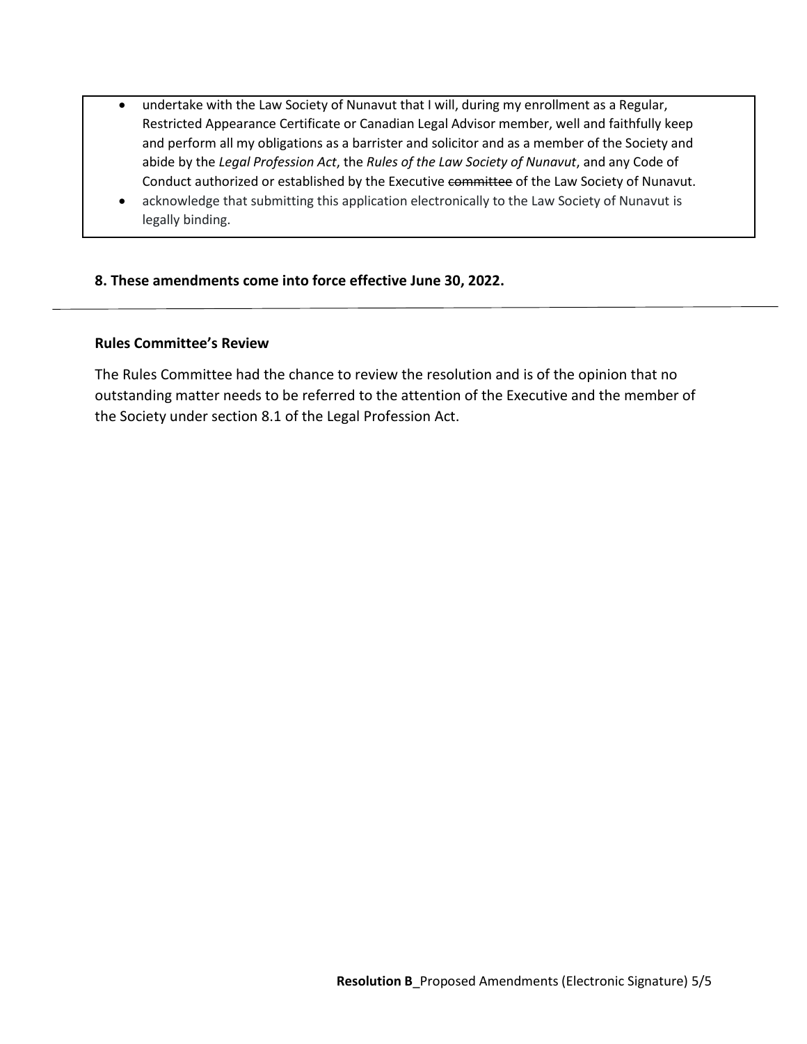- undertake with the Law Society of Nunavut that I will, during my enrollment as a Regular, Restricted Appearance Certificate or Canadian Legal Advisor member, well and faithfully keep and perform all my obligations as a barrister and solicitor and as a member of the Society and abide by the *Legal Profession Act*, the *Rules of the Law Society of Nunavut*, and any Code of Conduct authorized or established by the Executive ~~committee~~ of the Law Society of Nunavut.
- acknowledge that submitting this application electronically to the Law Society of Nunavut is legally binding.

**8. These amendments come into force effective June 30, 2022.**

---

**Rules Committee's Review**

The Rules Committee had the chance to review the resolution and is of the opinion that no outstanding matter needs to be referred to the attention of the Executive and the member of the Society under section 8.1 of the Legal Profession Act.